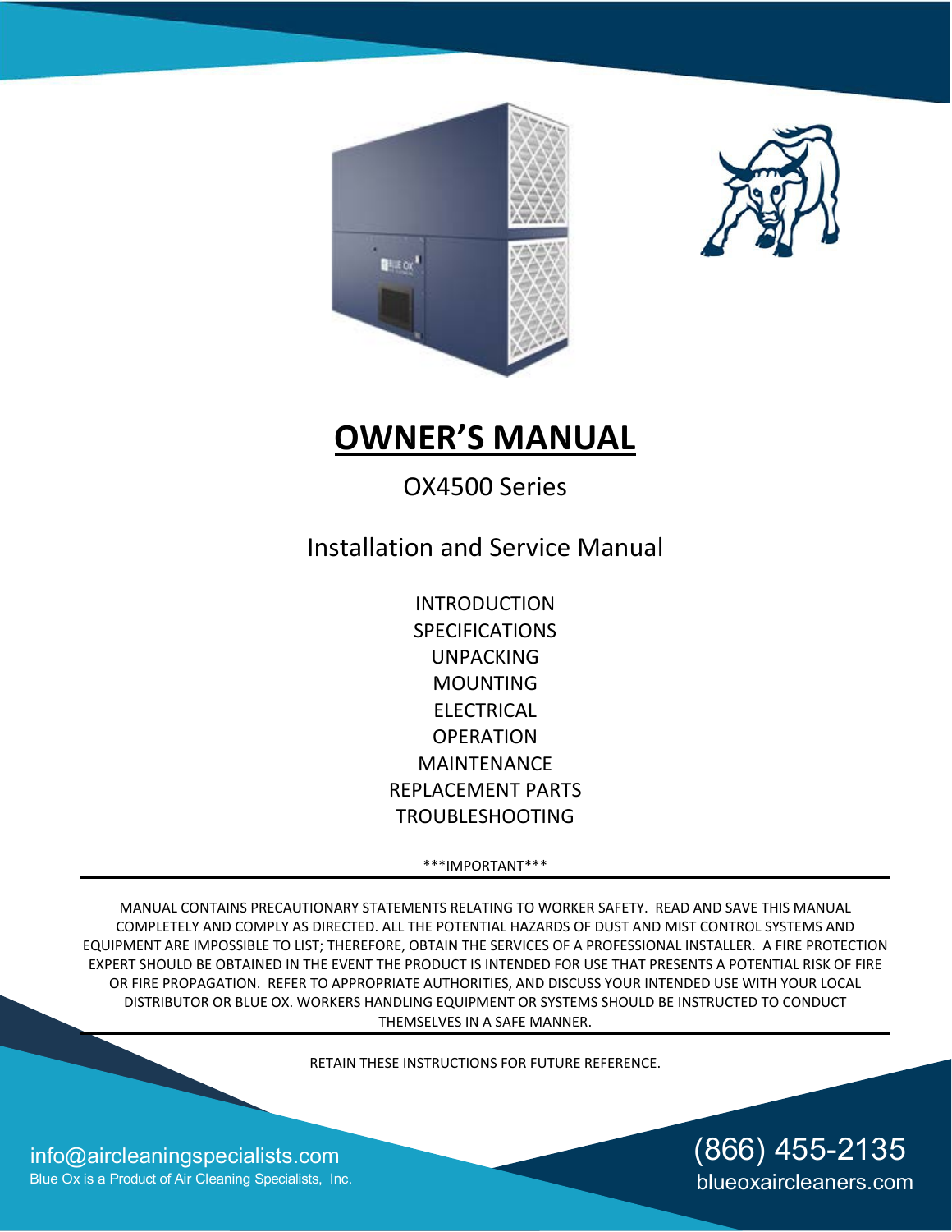# OWNER'S MANUAL

OX4500 Series

## Installation and Service Manual

INTRODUCTION
SPECIFICATIONS
UNPACKING
MOUNTING
ELECTRICAL
OPERATION
MAINTENANCE
REPLACEMENT PARTS
TROUBLESHOOTING

***IMPORTANT***

---

MANUAL CONTAINS PRECAUTIONARY STATEMENTS RELATING TO WORKER SAFETY. READ AND SAVE THIS MANUAL COMPLETELY AND COMPLY AS DIRECTED. ALL THE POTENTIAL HAZARDS OF DUST AND MIST CONTROL SYSTEMS AND EQUIPMENT ARE IMPOSSIBLE TO LIST; THEREFORE, OBTAIN THE SERVICES OF A PROFESSIONAL INSTALLER. A FIRE PROTECTION EXPERT SHOULD BE OBTAINED IN THE EVENT THE PRODUCT IS INTENDED FOR USE THAT PRESENTS A POTENTIAL RISK OF FIRE OR FIRE PROPAGATION. REFER TO APPROPRIATE AUTHORITIES, AND DISCUSS YOUR INTENDED USE WITH YOUR LOCAL DISTRIBUTOR OR BLUE OX. WORKERS HANDLING EQUIPMENT OR SYSTEMS SHOULD BE INSTRUCTED TO CONDUCT THEMSELVES IN A SAFE MANNER.

---

RETAIN THESE INSTRUCTIONS FOR FUTURE REFERENCE.

info@aircleaningspecialists.com
Blue Ox is a Product of Air Cleaning Specialists, Inc.

(866) 455-2135
blueoxaircleaners.com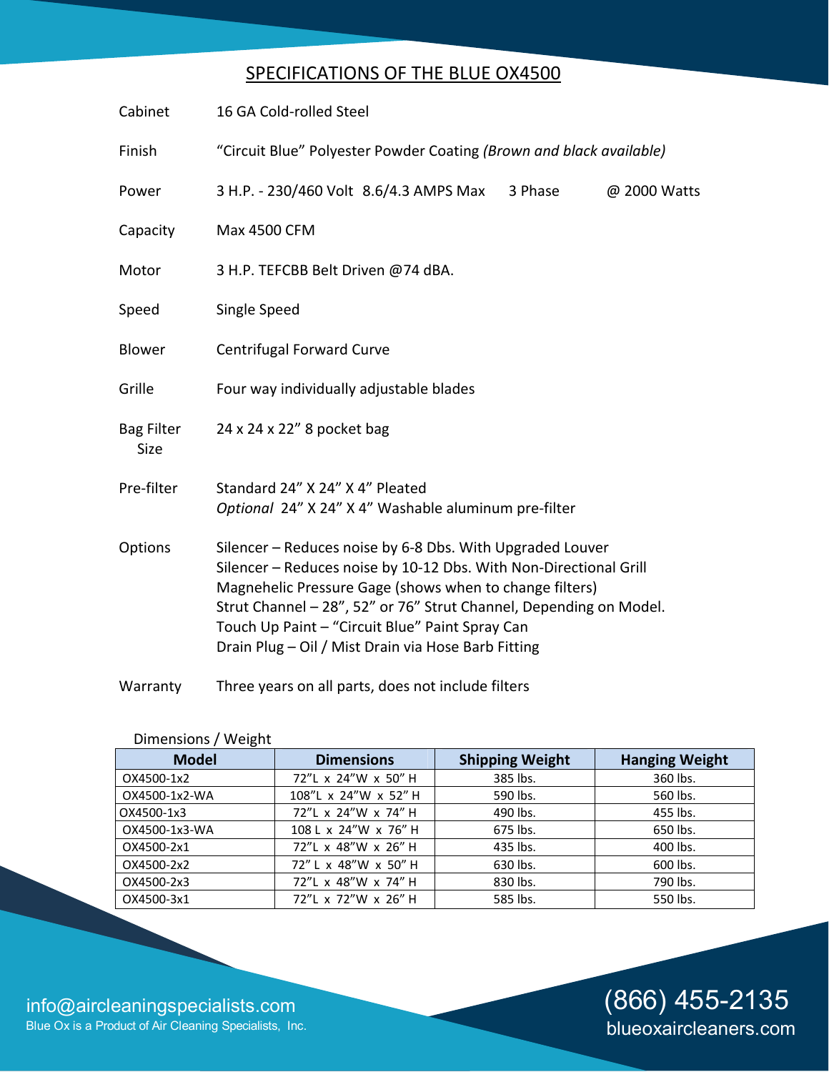# SPECIFICATIONS OF THE BLUE OX4500

| | |
|---|---|
| Cabinet | 16 GA Cold-rolled Steel |
| Finish | "Circuit Blue" Polyester Powder Coating *(Brown and black available)* |
| Power | 3 H.P. - 230/460 Volt 8.6/4.3 AMPS Max 3 Phase @ 2000 Watts |
| Capacity | Max 4500 CFM |
| Motor | 3 H.P. TEFCBB Belt Driven @74 dBA. |
| Speed | Single Speed |
| Blower | Centrifugal Forward Curve |
| Grille | Four way individually adjustable blades |
| Bag Filter Size | 24 x 24 x 22" 8 pocket bag |
| Pre-filter | Standard 24" X 24" X 4" Pleated<br>*Optional* 24" X 24" X 4" Washable aluminum pre-filter |
| Options | Silencer – Reduces noise by 6-8 Dbs. With Upgraded Louver<br>Silencer – Reduces noise by 10-12 Dbs. With Non-Directional Grill<br>Magnehelic Pressure Gage (shows when to change filters)<br>Strut Channel – 28", 52" or 76" Strut Channel, Depending on Model.<br>Touch Up Paint – "Circuit Blue" Paint Spray Can<br>Drain Plug – Oil / Mist Drain via Hose Barb Fitting |
| Warranty | Three years on all parts, does not include filters |

Dimensions / Weight

| Model | Dimensions | Shipping Weight | Hanging Weight |
|---|---|---|---|
| OX4500-1x2 | 72"L x 24"W x 50" H | 385 lbs. | 360 lbs. |
| OX4500-1x2-WA | 108"L x 24"W x 52" H | 590 lbs. | 560 lbs. |
| OX4500-1x3 | 72"L x 24"W x 74" H | 490 lbs. | 455 lbs. |
| OX4500-1x3-WA | 108 L x 24"W x 76" H | 675 lbs. | 650 lbs. |
| OX4500-2x1 | 72"L x 48"W x 26" H | 435 lbs. | 400 lbs. |
| OX4500-2x2 | 72" L x 48"W x 50" H | 630 lbs. | 600 lbs. |
| OX4500-2x3 | 72"L x 48"W x 74" H | 830 lbs. | 790 lbs. |
| OX4500-3x1 | 72"L x 72"W x 26" H | 585 lbs. | 550 lbs. |

info@aircleaningspecialists.com
Blue Ox is a Product of Air Cleaning Specialists, Inc.

(866) 455-2135
blueoxaircleaners.com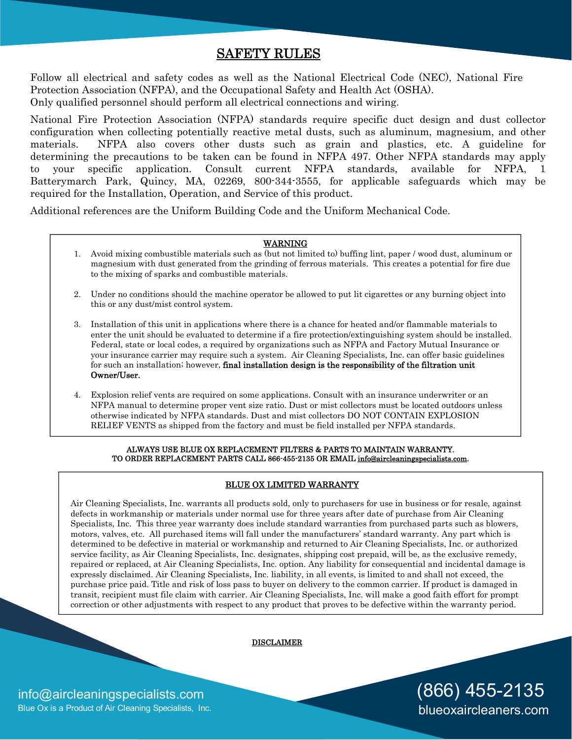# SAFETY RULES

Follow all electrical and safety codes as well as the National Electrical Code (NEC), National Fire Protection Association (NFPA), and the Occupational Safety and Health Act (OSHA).
Only qualified personnel should perform all electrical connections and wiring.

National Fire Protection Association (NFPA) standards require specific duct design and dust collector configuration when collecting potentially reactive metal dusts, such as aluminum, magnesium, and other materials. NFPA also covers other dusts such as grain and plastics, etc. A guideline for determining the precautions to be taken can be found in NFPA 497. Other NFPA standards may apply to your specific application. Consult current NFPA standards, available for NFPA, 1 Batterymarch Park, Quincy, MA, 02269, 800-344-3555, for applicable safeguards which may be required for the Installation, Operation, and Service of this product.

Additional references are the Uniform Building Code and the Uniform Mechanical Code.

## WARNING

1. Avoid mixing combustible materials such as (but not limited to) buffing lint, paper / wood dust, aluminum or magnesium with dust generated from the grinding of ferrous materials. This creates a potential for fire due to the mixing of sparks and combustible materials.

2. Under no conditions should the machine operator be allowed to put lit cigarettes or any burning object into this or any dust/mist control system.

3. Installation of this unit in applications where there is a chance for heated and/or flammable materials to enter the unit should be evaluated to determine if a fire protection/extinguishing system should be installed. Federal, state or local codes, a required by organizations such as NFPA and Factory Mutual Insurance or your insurance carrier may require such a system. Air Cleaning Specialists, Inc. can offer basic guidelines for such an installation; however, **final installation design is the responsibility of the filtration unit Owner/User.**

4. Explosion relief vents are required on some applications. Consult with an insurance underwriter or an NFPA manual to determine proper vent size ratio. Dust or mist collectors must be located outdoors unless otherwise indicated by NFPA standards. Dust and mist collectors DO NOT CONTAIN EXPLOSION RELIEF VENTS as shipped from the factory and must be field installed per NFPA standards.

**ALWAYS USE BLUE OX REPLACEMENT FILTERS & PARTS TO MAINTAIN WARRANTY.**
**TO ORDER REPLACEMENT PARTS CALL 866-455-2135 OR EMAIL info@aircleaningspecialists.com.**

## BLUE OX LIMITED WARRANTY

Air Cleaning Specialists, Inc. warrants all products sold, only to purchasers for use in business or for resale, against defects in workmanship or materials under normal use for three years after date of purchase from Air Cleaning Specialists, Inc. This three year warranty does include standard warranties from purchased parts such as blowers, motors, valves, etc. All purchased items will fall under the manufacturers' standard warranty. Any part which is determined to be defective in material or workmanship and returned to Air Cleaning Specialists, Inc. or authorized service facility, as Air Cleaning Specialists, Inc. designates, shipping cost prepaid, will be, as the exclusive remedy, repaired or replaced, at Air Cleaning Specialists, Inc. option. Any liability for consequential and incidental damage is expressly disclaimed. Air Cleaning Specialists, Inc. liability, in all events, is limited to and shall not exceed, the purchase price paid. Title and risk of loss pass to buyer on delivery to the common carrier. If product is damaged in transit, recipient must file claim with carrier. Air Cleaning Specialists, Inc. will make a good faith effort for prompt correction or other adjustments with respect to any product that proves to be defective within the warranty period.

## DISCLAIMER

info@aircleaningspecialists.com
Blue Ox is a Product of Air Cleaning Specialists, Inc.

(866) 455-2135
blueoxaircleaners.com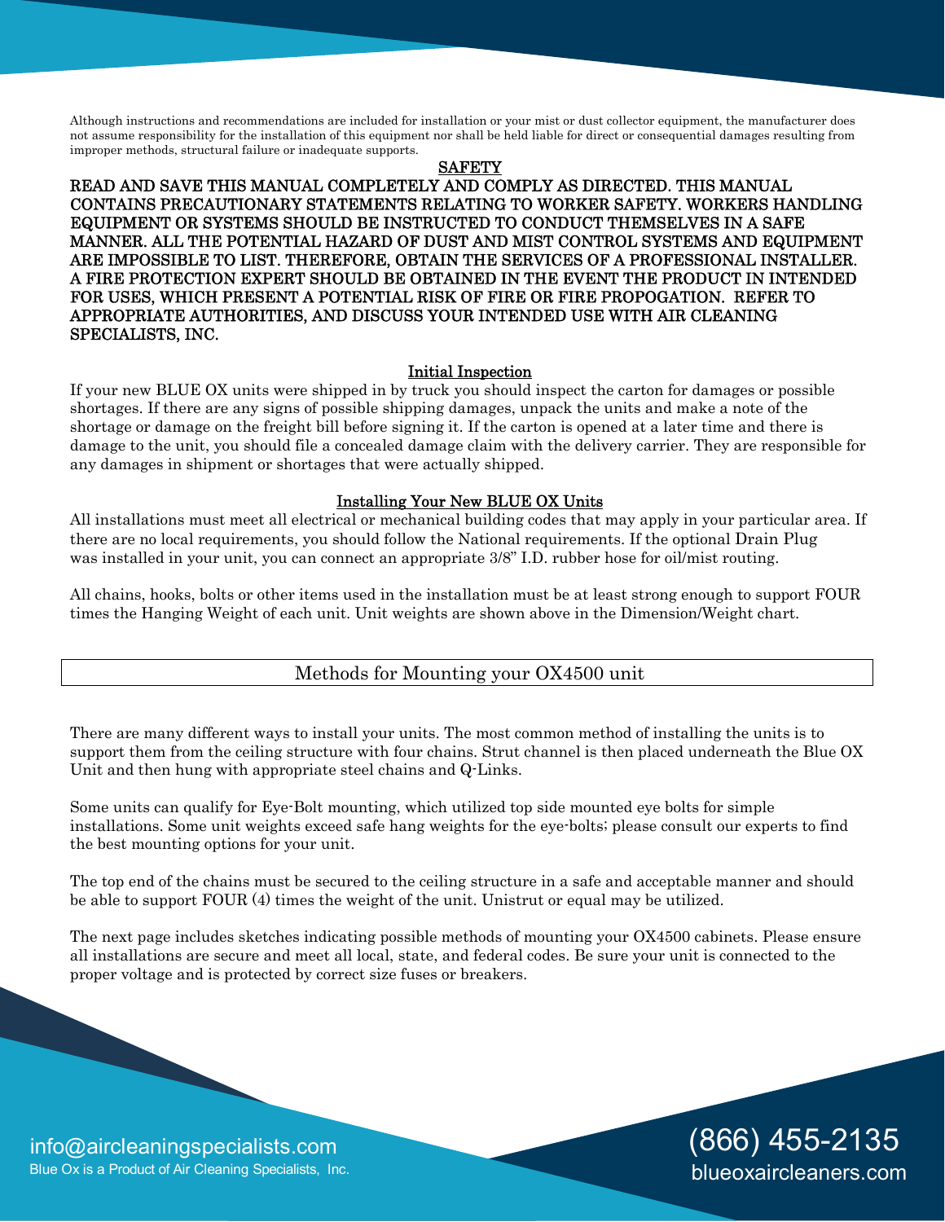Although instructions and recommendations are included for installation or your mist or dust collector equipment, the manufacturer does not assume responsibility for the installation of this equipment nor shall be held liable for direct or consequential damages resulting from improper methods, structural failure or inadequate supports.

## SAFETY

**READ AND SAVE THIS MANUAL COMPLETELY AND COMPLY AS DIRECTED. THIS MANUAL CONTAINS PRECAUTIONARY STATEMENTS RELATING TO WORKER SAFETY. WORKERS HANDLING EQUIPMENT OR SYSTEMS SHOULD BE INSTRUCTED TO CONDUCT THEMSELVES IN A SAFE MANNER. ALL THE POTENTIAL HAZARD OF DUST AND MIST CONTROL SYSTEMS AND EQUIPMENT ARE IMPOSSIBLE TO LIST. THEREFORE, OBTAIN THE SERVICES OF A PROFESSIONAL INSTALLER. A FIRE PROTECTION EXPERT SHOULD BE OBTAINED IN THE EVENT THE PRODUCT IN INTENDED FOR USES, WHICH PRESENT A POTENTIAL RISK OF FIRE OR FIRE PROPOGATION. REFER TO APPROPRIATE AUTHORITIES, AND DISCUSS YOUR INTENDED USE WITH AIR CLEANING SPECIALISTS, INC.**

## Initial Inspection

If your new BLUE OX units were shipped in by truck you should inspect the carton for damages or possible shortages. If there are any signs of possible shipping damages, unpack the units and make a note of the shortage or damage on the freight bill before signing it. If the carton is opened at a later time and there is damage to the unit, you should file a concealed damage claim with the delivery carrier. They are responsible for any damages in shipment or shortages that were actually shipped.

## Installing Your New BLUE OX Units

All installations must meet all electrical or mechanical building codes that may apply in your particular area. If there are no local requirements, you should follow the National requirements. If the optional Drain Plug was installed in your unit, you can connect an appropriate 3/8" I.D. rubber hose for oil/mist routing.

All chains, hooks, bolts or other items used in the installation must be at least strong enough to support FOUR times the Hanging Weight of each unit. Unit weights are shown above in the Dimension/Weight chart.

## Methods for Mounting your OX4500 unit

There are many different ways to install your units. The most common method of installing the units is to support them from the ceiling structure with four chains. Strut channel is then placed underneath the Blue OX Unit and then hung with appropriate steel chains and Q-Links.

Some units can qualify for Eye-Bolt mounting, which utilized top side mounted eye bolts for simple installations. Some unit weights exceed safe hang weights for the eye-bolts; please consult our experts to find the best mounting options for your unit.

The top end of the chains must be secured to the ceiling structure in a safe and acceptable manner and should be able to support FOUR (4) times the weight of the unit. Unistrut or equal may be utilized.

The next page includes sketches indicating possible methods of mounting your OX4500 cabinets. Please ensure all installations are secure and meet all local, state, and federal codes. Be sure your unit is connected to the proper voltage and is protected by correct size fuses or breakers.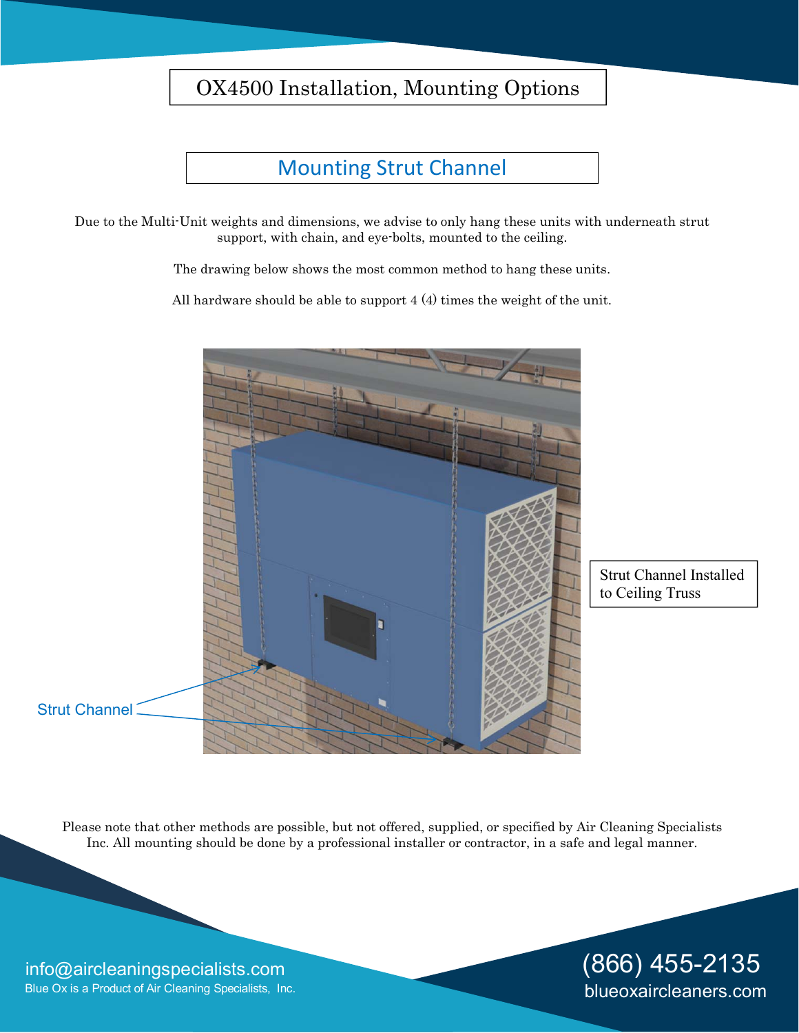# OX4500 Installation, Mounting Options

## Mounting Strut Channel

Due to the Multi-Unit weights and dimensions, we advise to only hang these units with underneath strut support, with chain, and eye-bolts, mounted to the ceiling.

The drawing below shows the most common method to hang these units.

All hardware should be able to support 4 (4) times the weight of the unit.

Strut Channel

Strut Channel Installed to Ceiling Truss

Please note that other methods are possible, but not offered, supplied, or specified by Air Cleaning Specialists Inc. All mounting should be done by a professional installer or contractor, in a safe and legal manner.

info@aircleaningspecialists.com
Blue Ox is a Product of Air Cleaning Specialists, Inc.

(866) 455-2135
blueoxaircleaners.com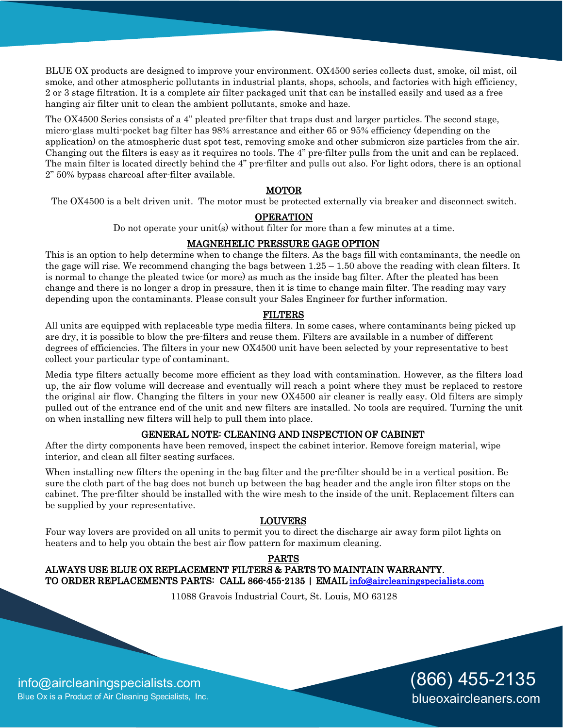BLUE OX products are designed to improve your environment. OX4500 series collects dust, smoke, oil mist, oil smoke, and other atmospheric pollutants in industrial plants, shops, schools, and factories with high efficiency, 2 or 3 stage filtration. It is a complete air filter packaged unit that can be installed easily and used as a free hanging air filter unit to clean the ambient pollutants, smoke and haze.

The OX4500 Series consists of a 4" pleated pre-filter that traps dust and larger particles. The second stage, micro-glass multi-pocket bag filter has 98% arrestance and either 65 or 95% efficiency (depending on the application) on the atmospheric dust spot test, removing smoke and other submicron size particles from the air. Changing out the filters is easy as it requires no tools. The 4" pre-filter pulls from the unit and can be replaced. The main filter is located directly behind the 4" pre-filter and pulls out also. For light odors, there is an optional 2" 50% bypass charcoal after-filter available.

## MOTOR

The OX4500 is a belt driven unit. The motor must be protected externally via breaker and disconnect switch.

## OPERATION

Do not operate your unit(s) without filter for more than a few minutes at a time.

## MAGNEHELIC PRESSURE GAGE OPTION

This is an option to help determine when to change the filters. As the bags fill with contaminants, the needle on the gage will rise. We recommend changing the bags between 1.25 – 1.50 above the reading with clean filters. It is normal to change the pleated twice (or more) as much as the inside bag filter. After the pleated has been change and there is no longer a drop in pressure, then it is time to change main filter. The reading may vary depending upon the contaminants. Please consult your Sales Engineer for further information.

## FILTERS

All units are equipped with replaceable type media filters. In some cases, where contaminants being picked up are dry, it is possible to blow the pre-filters and reuse them. Filters are available in a number of different degrees of efficiencies. The filters in your new OX4500 unit have been selected by your representative to best collect your particular type of contaminant.

Media type filters actually become more efficient as they load with contamination. However, as the filters load up, the air flow volume will decrease and eventually will reach a point where they must be replaced to restore the original air flow. Changing the filters in your new OX4500 air cleaner is really easy. Old filters are simply pulled out of the entrance end of the unit and new filters are installed. No tools are required. Turning the unit on when installing new filters will help to pull them into place.

## GENERAL NOTE: CLEANING AND INSPECTION OF CABINET

After the dirty components have been removed, inspect the cabinet interior. Remove foreign material, wipe interior, and clean all filter seating surfaces.

When installing new filters the opening in the bag filter and the pre-filter should be in a vertical position. Be sure the cloth part of the bag does not bunch up between the bag header and the angle iron filter stops on the cabinet. The pre-filter should be installed with the wire mesh to the inside of the unit. Replacement filters can be supplied by your representative.

## LOUVERS

Four way lovers are provided on all units to permit you to direct the discharge air away form pilot lights on heaters and to help you obtain the best air flow pattern for maximum cleaning.

## PARTS

**ALWAYS USE BLUE OX REPLACEMENT FILTERS & PARTS TO MAINTAIN WARRANTY.**
**TO ORDER REPLACEMENTS PARTS: CALL 866-455-2135 | EMAIL info@aircleaningspecialists.com**

11088 Gravois Industrial Court, St. Louis, MO 63128

info@aircleaningspecialists.com
Blue Ox is a Product of Air Cleaning Specialists, Inc.

(866) 455-2135
blueoxaircleaners.com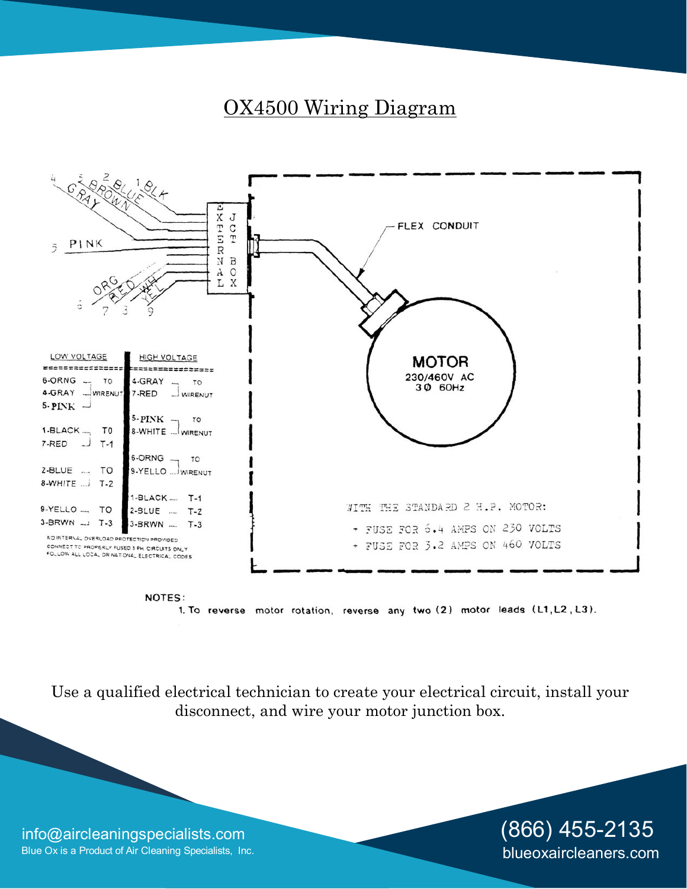# OX4500 Wiring Diagram

4 GRAY, 5 BROWN, 2 BLUE, 1 BLK

5 PINK

6 ORG, 7 RED, 8 WH, 9 YEL

EXTERNAL JCT BOX

FLEX CONDUIT

**MOTOR**
230/460V AC
3Ø 60Hz

| LOW VOLTAGE | | HIGH VOLTAGE | |
|---|---|---|---|
| 6-ORNG, 4-GRAY, 5-PINK | TO WIRENUT | 4-GRAY, 7-RED | TO WIRENUT |
| 1-BLACK, 7-RED | TO T-1 | 5-PINK, 8-WHITE | TO WIRENUT |
| 2-BLUE, 8-WHITE | TO T-2 | 6-ORNG, 9-YELLO | TO WIRENUT |
| 9-YELLO, 3-BRWN | TO T-3 | 1-BLACK | T-1 |
| | | 2-BLUE | T-2 |
| | | 3-BRWN | T-3 |

NO INTERNAL OVERLOAD PROTECTION PROVIDED
CONNECT TO PROPERLY FUSED 3 PH CIRCUITS ONLY
FOLLOW ALL LOCAL OR NATIONAL ELECTRICAL CODES

WITH THE STANDARD 2 H.P. MOTOR:

- FUSE FOR 6.4 AMPS ON 230 VOLTS
- FUSE FOR 3.2 AMPS ON 460 VOLTS

NOTES:

1. To reverse motor rotation, reverse any two (2) motor leads (L1, L2, L3).

Use a qualified electrical technician to create your electrical circuit, install your disconnect, and wire your motor junction box.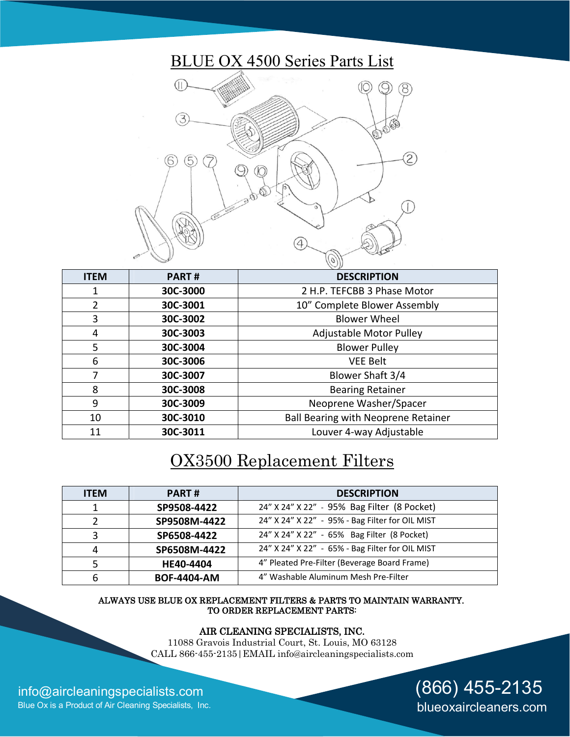# BLUE OX 4500 Series Parts List

| ITEM | PART # | DESCRIPTION |
|---|---|---|
| 1 | 30C-3000 | 2 H.P. TEFCBB 3 Phase Motor |
| 2 | 30C-3001 | 10" Complete Blower Assembly |
| 3 | 30C-3002 | Blower Wheel |
| 4 | 30C-3003 | Adjustable Motor Pulley |
| 5 | 30C-3004 | Blower Pulley |
| 6 | 30C-3006 | VEE Belt |
| 7 | 30C-3007 | Blower Shaft 3/4 |
| 8 | 30C-3008 | Bearing Retainer |
| 9 | 30C-3009 | Neoprene Washer/Spacer |
| 10 | 30C-3010 | Ball Bearing with Neoprene Retainer |
| 11 | 30C-3011 | Louver 4-way Adjustable |

# OX3500 Replacement Filters

| ITEM | PART # | DESCRIPTION |
|---|---|---|
| 1 | SP9508-4422 | 24" X 24" X 22" - 95% Bag Filter (8 Pocket) |
| 2 | SP9508M-4422 | 24" X 24" X 22" - 95% - Bag Filter for OIL MIST |
| 3 | SP6508-4422 | 24" X 24" X 22" - 65% Bag Filter (8 Pocket) |
| 4 | SP6508M-4422 | 24" X 24" X 22" - 65% - Bag Filter for OIL MIST |
| 5 | HE40-4404 | 4" Pleated Pre-Filter (Beverage Board Frame) |
| 6 | BOF-4404-AM | 4" Washable Aluminum Mesh Pre-Filter |

ALWAYS USE BLUE OX REPLACEMENT FILTERS & PARTS TO MAINTAIN WARRANTY.
TO ORDER REPLACEMENT PARTS:

AIR CLEANING SPECIALISTS, INC.
11088 Gravois Industrial Court, St. Louis, MO 63128
CALL 866-455-2135 | EMAIL info@aircleaningspecialists.com

info@aircleaningspecialists.com
Blue Ox is a Product of Air Cleaning Specialists, Inc.

(866) 455-2135
blueoxaircleaners.com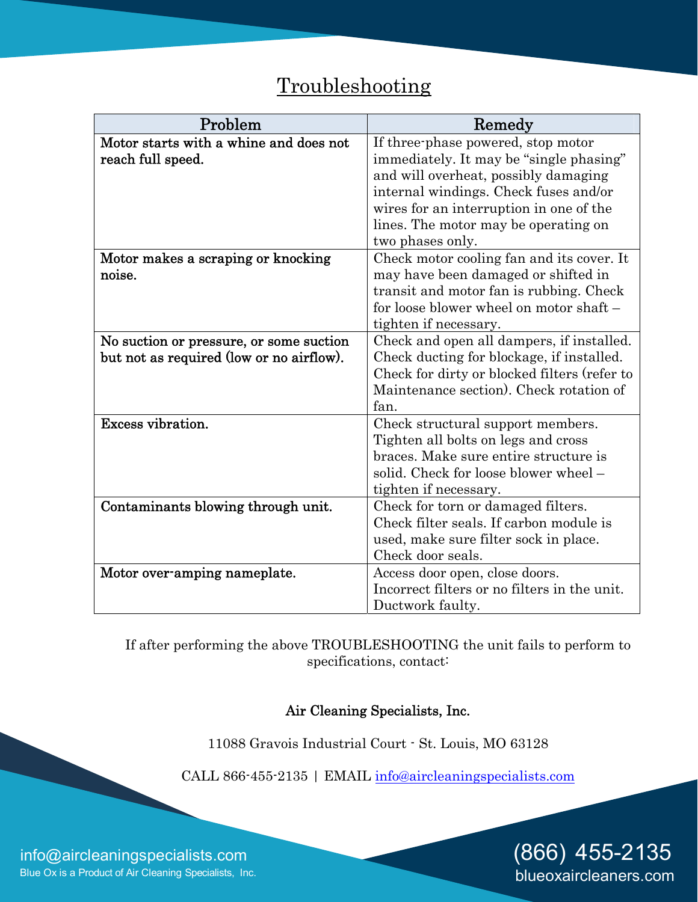## Troubleshooting

| Problem | Remedy |
|---|---|
| **Motor starts with a whine and does not reach full speed.** | If three-phase powered, stop motor immediately. It may be "single phasing" and will overheat, possibly damaging internal windings. Check fuses and/or wires for an interruption in one of the lines. The motor may be operating on two phases only. |
| **Motor makes a scraping or knocking noise.** | Check motor cooling fan and its cover. It may have been damaged or shifted in transit and motor fan is rubbing. Check for loose blower wheel on motor shaft – tighten if necessary. |
| **No suction or pressure, or some suction but not as required (low or no airflow).** | Check and open all dampers, if installed. Check ducting for blockage, if installed. Check for dirty or blocked filters (refer to Maintenance section). Check rotation of fan. |
| **Excess vibration.** | Check structural support members. Tighten all bolts on legs and cross braces. Make sure entire structure is solid. Check for loose blower wheel – tighten if necessary. |
| **Contaminants blowing through unit.** | Check for torn or damaged filters. Check filter seals. If carbon module is used, make sure filter sock in place. Check door seals. |
| **Motor over-amping nameplate.** | Access door open, close doors. Incorrect filters or no filters in the unit. Ductwork faulty. |

If after performing the above TROUBLESHOOTING the unit fails to perform to specifications, contact:

**Air Cleaning Specialists, Inc.**

11088 Gravois Industrial Court - St. Louis, MO 63128

CALL 866-455-2135 | EMAIL info@aircleaningspecialists.com

info@aircleaningspecialists.com
Blue Ox is a Product of Air Cleaning Specialists, Inc.

(866) 455-2135
blueoxaircleaners.com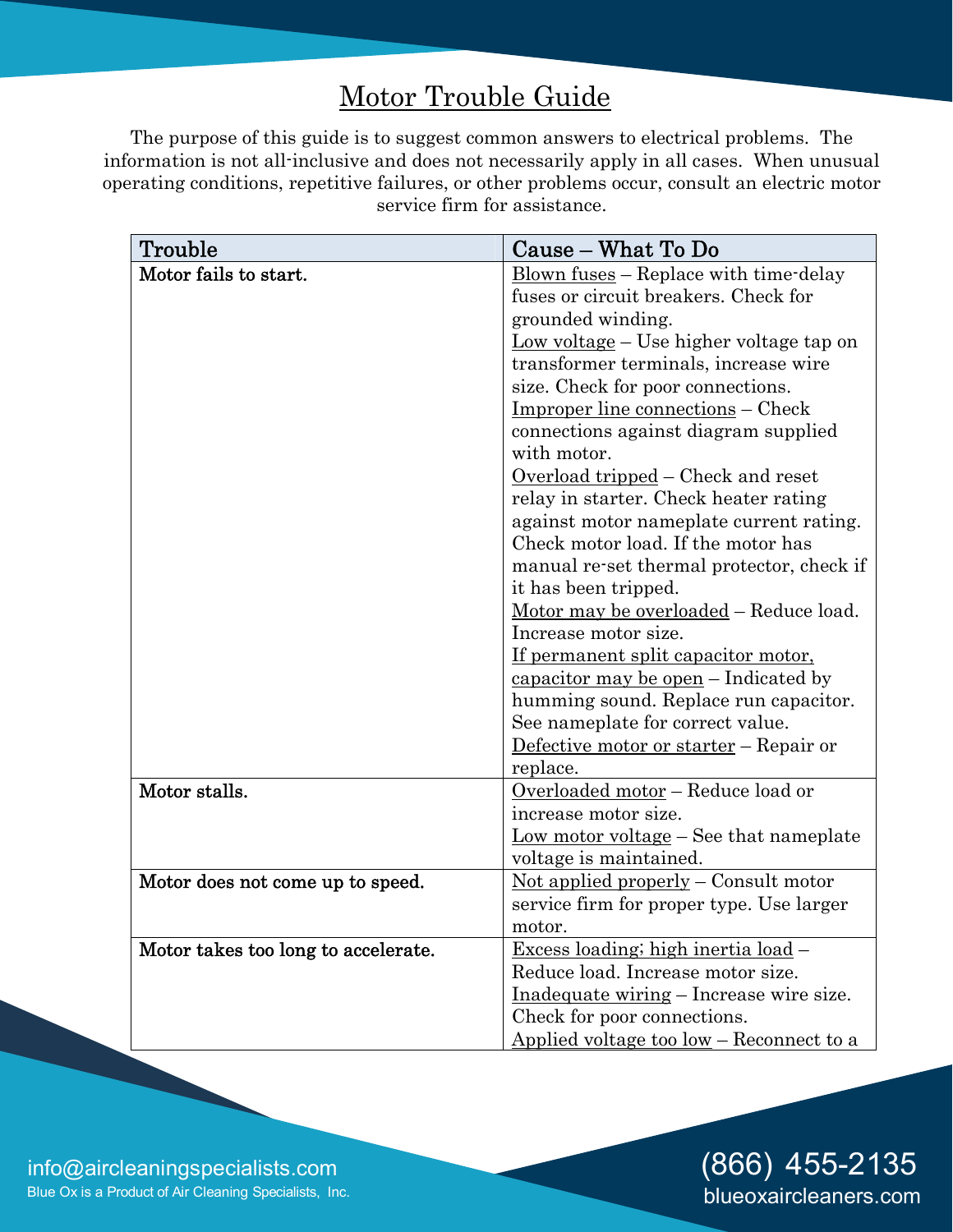# Motor Trouble Guide

The purpose of this guide is to suggest common answers to electrical problems. The information is not all-inclusive and does not necessarily apply in all cases. When unusual operating conditions, repetitive failures, or other problems occur, consult an electric motor service firm for assistance.

| Trouble | Cause – What To Do |
|---|---|
| **Motor fails to start.** | Blown fuses – Replace with time-delay fuses or circuit breakers. Check for grounded winding.<br>Low voltage – Use higher voltage tap on transformer terminals, increase wire size. Check for poor connections.<br>Improper line connections – Check connections against diagram supplied with motor.<br>Overload tripped – Check and reset relay in starter. Check heater rating against motor nameplate current rating. Check motor load. If the motor has manual re-set thermal protector, check if it has been tripped.<br>Motor may be overloaded – Reduce load. Increase motor size.<br>If permanent split capacitor motor, capacitor may be open – Indicated by humming sound. Replace run capacitor. See nameplate for correct value.<br>Defective motor or starter – Repair or replace. |
| **Motor stalls.** | Overloaded motor – Reduce load or increase motor size.<br>Low motor voltage – See that nameplate voltage is maintained. |
| **Motor does not come up to speed.** | Not applied properly – Consult motor service firm for proper type. Use larger motor. |
| **Motor takes too long to accelerate.** | Excess loading; high inertia load – Reduce load. Increase motor size.<br>Inadequate wiring – Increase wire size. Check for poor connections.<br>Applied voltage too low – Reconnect to a |

info@aircleaningspecialists.com
Blue Ox is a Product of Air Cleaning Specialists, Inc.

(866) 455-2135
blueoxaircleaners.com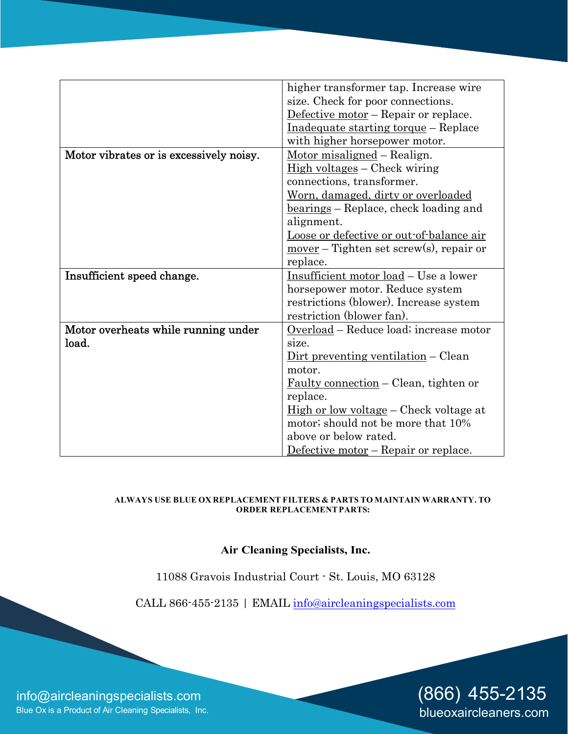| | |
|---|---|
| | higher transformer tap. Increase wire size. Check for poor connections. Defective motor – Repair or replace. Inadequate starting torque – Replace with higher horsepower motor. |
| **Motor vibrates or is excessively noisy.** | Motor misaligned – Realign. High voltages – Check wiring connections, transformer. Worn, damaged, dirty or overloaded bearings – Replace, check loading and alignment. Loose or defective or out-of-balance air mover – Tighten set screw(s), repair or replace. |
| **Insufficient speed change.** | Insufficient motor load – Use a lower horsepower motor. Reduce system restrictions (blower). Increase system restriction (blower fan). |
| **Motor overheats while running under load.** | Overload – Reduce load; increase motor size. Dirt preventing ventilation – Clean motor. Faulty connection – Clean, tighten or replace. High or low voltage – Check voltage at motor; should not be more that 10% above or below rated. Defective motor – Repair or replace. |

**ALWAYS USE BLUE OX REPLACEMENT FILTERS & PARTS TO MAINTAIN WARRANTY. TO ORDER REPLACEMENT PARTS:**

**Air Cleaning Specialists, Inc.**

11088 Gravois Industrial Court - St. Louis, MO 63128

CALL 866-455-2135 | EMAIL info@aircleaningspecialists.com

info@aircleaningspecialists.com
Blue Ox is a Product of Air Cleaning Specialists, Inc.

(866) 455-2135
blueoxaircleaners.com